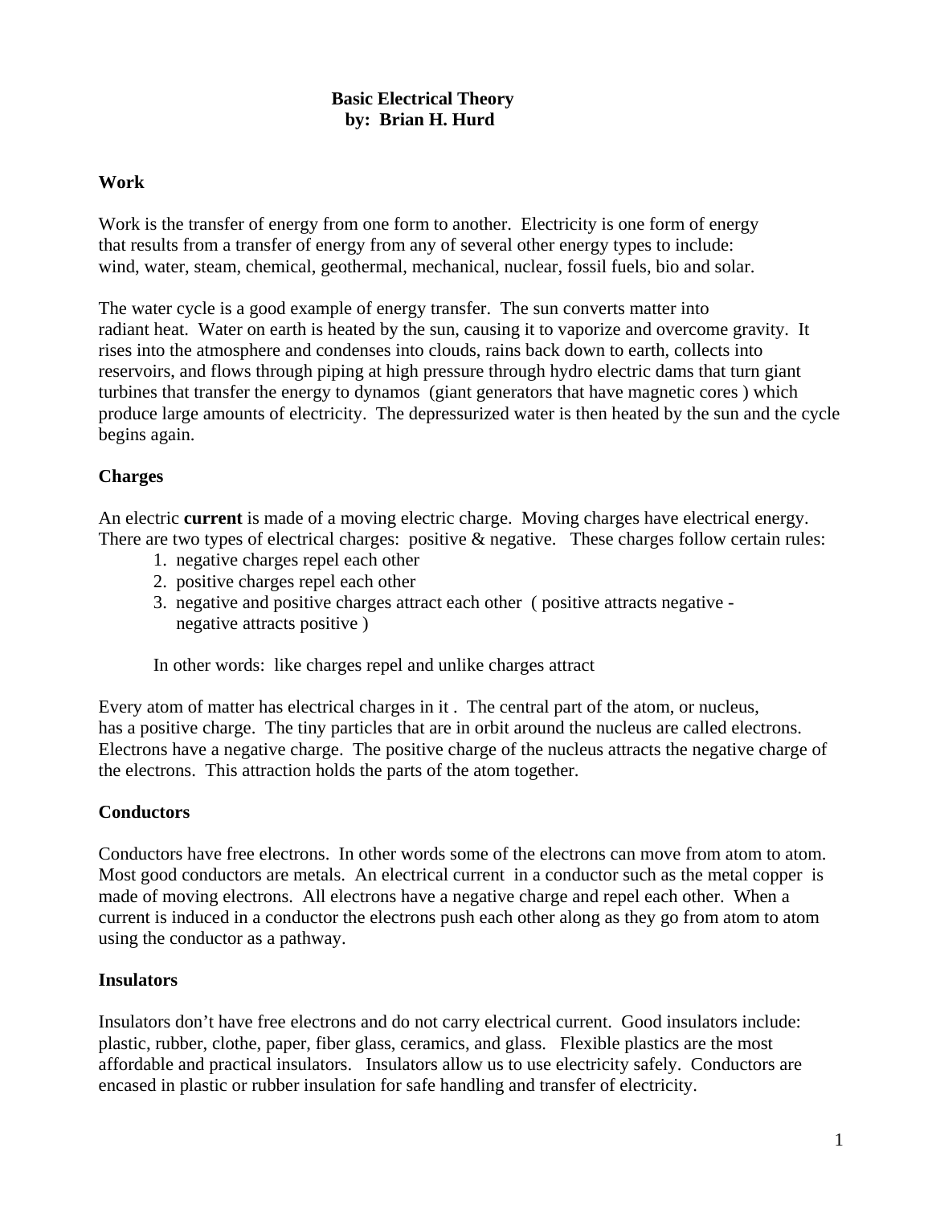# Basic Electrical Theory

**by: Brian H. Hurd**

## Work

Work is the transfer of energy from one form to another. Electricity is one form of energy that results from a transfer of energy from any of several other energy types to include: wind, water, steam, chemical, geothermal, mechanical, nuclear, fossil fuels, bio and solar.

The water cycle is a good example of energy transfer. The sun converts matter into radiant heat. Water on earth is heated by the sun, causing it to vaporize and overcome gravity. It rises into the atmosphere and condenses into clouds, rains back down to earth, collects into reservoirs, and flows through piping at high pressure through hydro electric dams that turn giant turbines that transfer the energy to dynamos (giant generators that have magnetic cores ) which produce large amounts of electricity. The depressurized water is then heated by the sun and the cycle begins again.

## Charges

An electric **current** is made of a moving electric charge. Moving charges have electrical energy. There are two types of electrical charges: positive & negative. These charges follow certain rules:

1. negative charges repel each other
2. positive charges repel each other
3. negative and positive charges attract each other ( positive attracts negative - negative attracts positive )

In other words: like charges repel and unlike charges attract

Every atom of matter has electrical charges in it . The central part of the atom, or nucleus, has a positive charge. The tiny particles that are in orbit around the nucleus are called electrons. Electrons have a negative charge. The positive charge of the nucleus attracts the negative charge of the electrons. This attraction holds the parts of the atom together.

## Conductors

Conductors have free electrons. In other words some of the electrons can move from atom to atom. Most good conductors are metals. An electrical current in a conductor such as the metal copper is made of moving electrons. All electrons have a negative charge and repel each other. When a current is induced in a conductor the electrons push each other along as they go from atom to atom using the conductor as a pathway.

## Insulators

Insulators don't have free electrons and do not carry electrical current. Good insulators include: plastic, rubber, clothe, paper, fiber glass, ceramics, and glass. Flexible plastics are the most affordable and practical insulators. Insulators allow us to use electricity safely. Conductors are encased in plastic or rubber insulation for safe handling and transfer of electricity.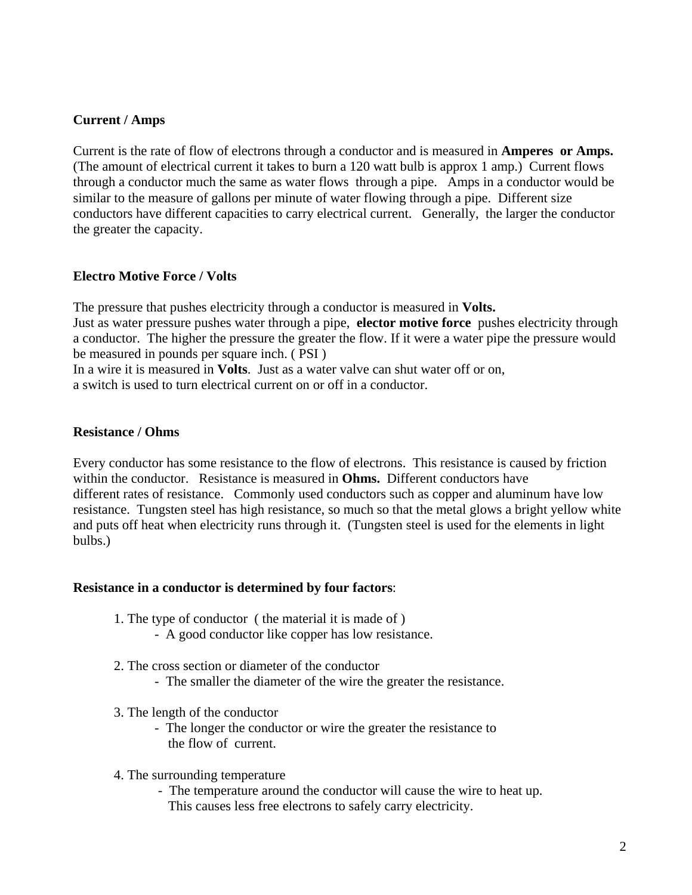**Current / Amps**

Current is the rate of flow of electrons through a conductor and is measured in **Amperes or Amps.** (The amount of electrical current it takes to burn a 120 watt bulb is approx 1 amp.) Current flows through a conductor much the same as water flows through a pipe. Amps in a conductor would be similar to the measure of gallons per minute of water flowing through a pipe. Different size conductors have different capacities to carry electrical current. Generally, the larger the conductor the greater the capacity.

**Electro Motive Force / Volts**

The pressure that pushes electricity through a conductor is measured in **Volts.**
Just as water pressure pushes water through a pipe, **elector motive force** pushes electricity through a conductor. The higher the pressure the greater the flow. If it were a water pipe the pressure would be measured in pounds per square inch. ( PSI )
In a wire it is measured in **Volts**. Just as a water valve can shut water off or on,
a switch is used to turn electrical current on or off in a conductor.

**Resistance / Ohms**

Every conductor has some resistance to the flow of electrons. This resistance is caused by friction within the conductor. Resistance is measured in **Ohms.** Different conductors have different rates of resistance. Commonly used conductors such as copper and aluminum have low resistance. Tungsten steel has high resistance, so much so that the metal glows a bright yellow white and puts off heat when electricity runs through it. (Tungsten steel is used for the elements in light bulbs.)

**Resistance in a conductor is determined by four factors**:

1. The type of conductor ( the material it is made of )
   - A good conductor like copper has low resistance.

2. The cross section or diameter of the conductor
   - The smaller the diameter of the wire the greater the resistance.

3. The length of the conductor
   - The longer the conductor or wire the greater the resistance to the flow of current.

4. The surrounding temperature
   - The temperature around the conductor will cause the wire to heat up. This causes less free electrons to safely carry electricity.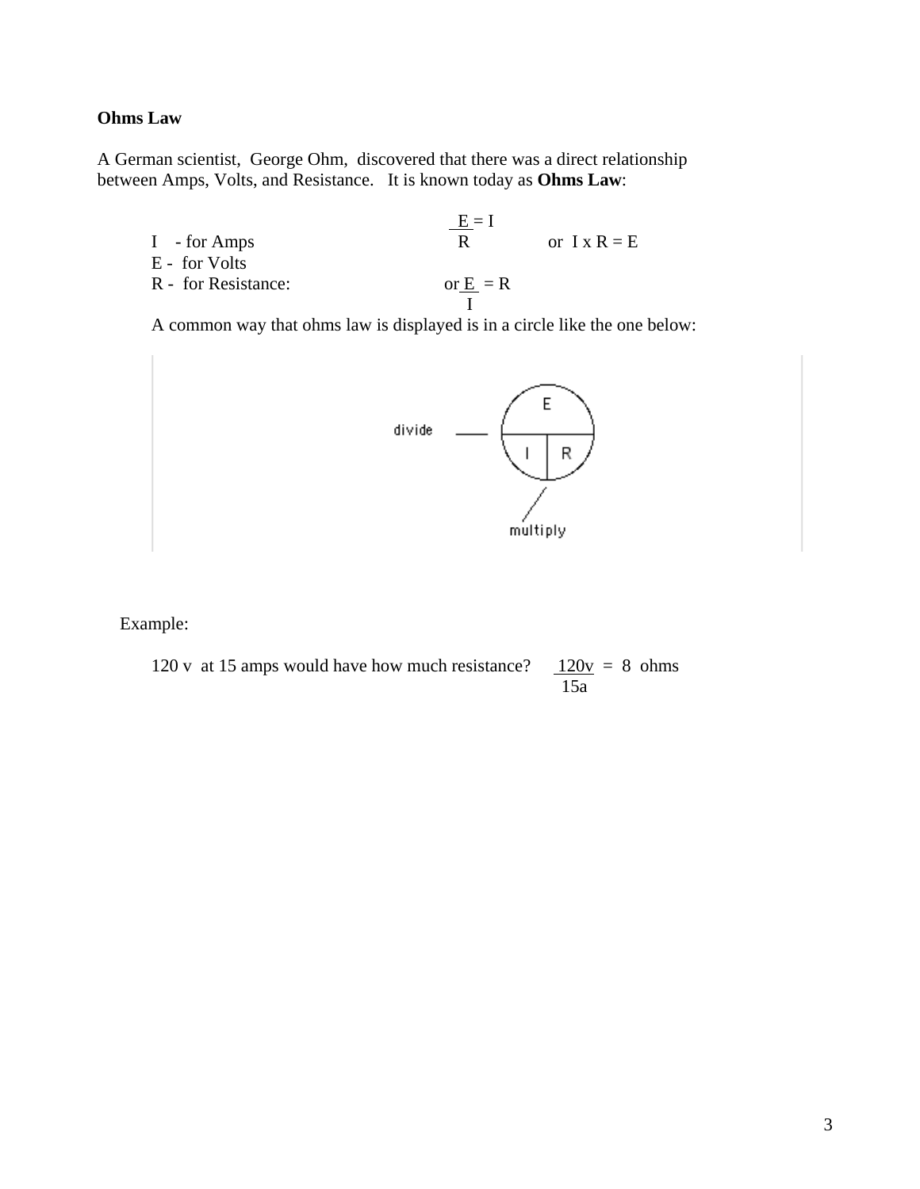**Ohms Law**

A German scientist, George Ohm, discovered that there was a direct relationship between Amps, Volts, and Resistance. It is known today as **Ohms Law**:

I - for Amps
E - for Volts
R - for Resistance:

$$\frac{E}{R} = I \qquad \text{or} \quad I \times R = E$$

$$\text{or } \frac{E}{I} = R$$

A common way that ohms law is displayed is in a circle like the one below:

divide — E / I | R — multiply

Example:

120 v at 15 amps would have how much resistance? $\frac{120v}{15a} = 8$ ohms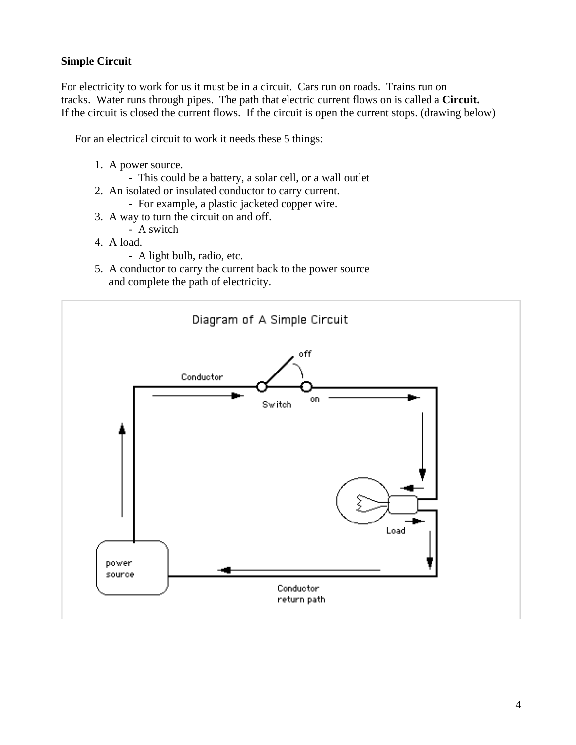**Simple Circuit**

For electricity to work for us it must be in a circuit. Cars run on roads. Trains run on tracks. Water runs through pipes. The path that electric current flows on is called a **Circuit.** If the circuit is closed the current flows. If the circuit is open the current stops. (drawing below)

For an electrical circuit to work it needs these 5 things:

1. A power source.
   - This could be a battery, a solar cell, or a wall outlet
2. An isolated or insulated conductor to carry current.
   - For example, a plastic jacketed copper wire.
3. A way to turn the circuit on and off.
   - A switch
4. A load.
   - A light bulb, radio, etc.
5. A conductor to carry the current back to the power source and complete the path of electricity.

Diagram of A Simple Circuit

Conductor, Switch, off, on, Load, power source, Conductor return path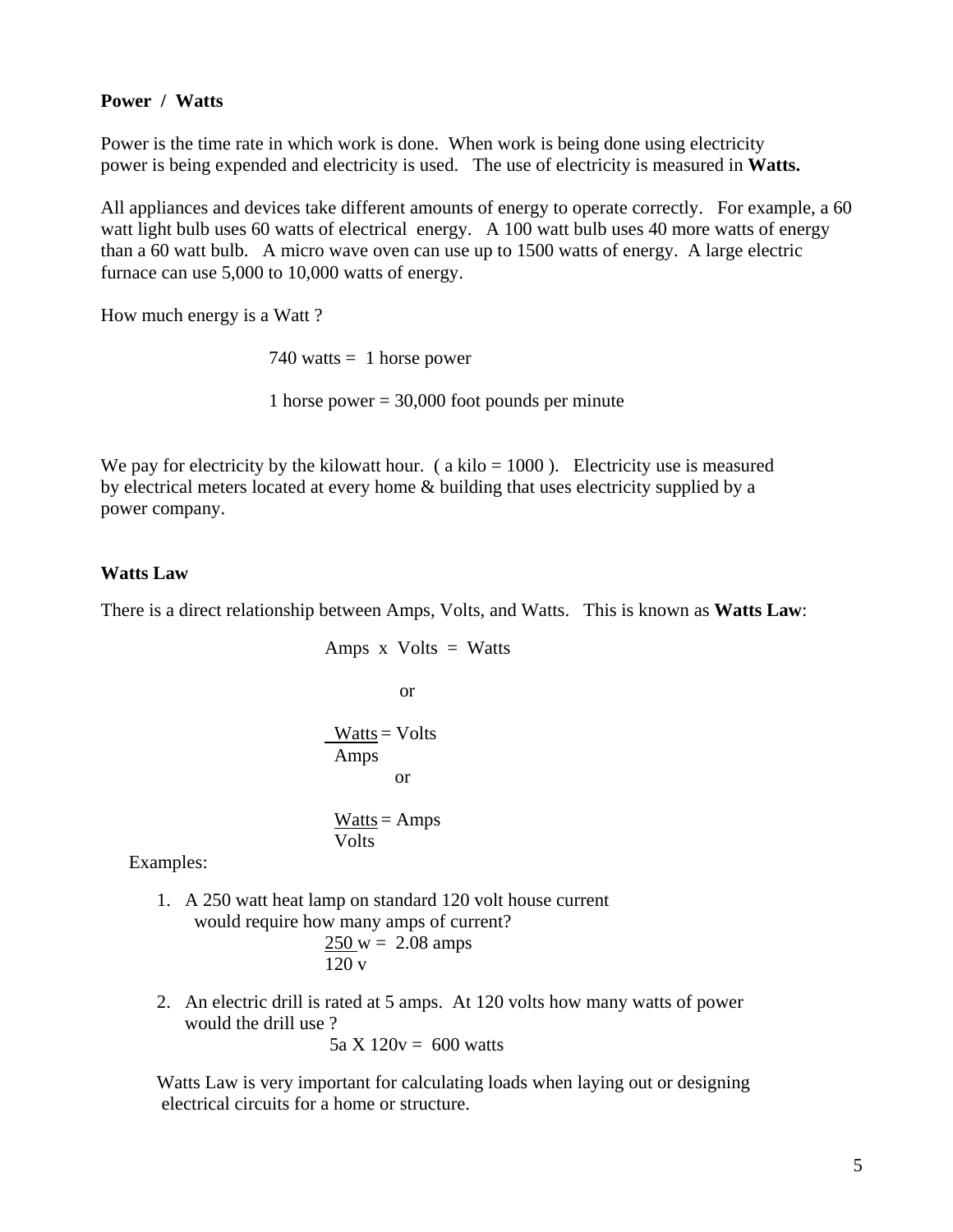**Power / Watts**

Power is the time rate in which work is done. When work is being done using electricity power is being expended and electricity is used. The use of electricity is measured in **Watts.**

All appliances and devices take different amounts of energy to operate correctly. For example, a 60 watt light bulb uses 60 watts of electrical energy. A 100 watt bulb uses 40 more watts of energy than a 60 watt bulb. A micro wave oven can use up to 1500 watts of energy. A large electric furnace can use 5,000 to 10,000 watts of energy.

How much energy is a Watt ?

740 watts = 1 horse power

1 horse power = 30,000 foot pounds per minute

We pay for electricity by the kilowatt hour. ( a kilo = 1000 ). Electricity use is measured by electrical meters located at every home & building that uses electricity supplied by a power company.

**Watts Law**

There is a direct relationship between Amps, Volts, and Watts. This is known as **Watts Law**:

$$\text{Amps} \times \text{Volts} = \text{Watts}$$

or

$$\frac{\text{Watts}}{\text{Amps}} = \text{Volts}$$

or

$$\frac{\text{Watts}}{\text{Volts}} = \text{Amps}$$

Examples:

1. A 250 watt heat lamp on standard 120 volt house current would require how many amps of current?

$$\frac{250\ \text{w}}{120\ \text{v}} = 2.08\ \text{amps}$$

2. An electric drill is rated at 5 amps. At 120 volts how many watts of power would the drill use ?

$$5\text{a} \times 120\text{v} = 600\ \text{watts}$$

Watts Law is very important for calculating loads when laying out or designing electrical circuits for a home or structure.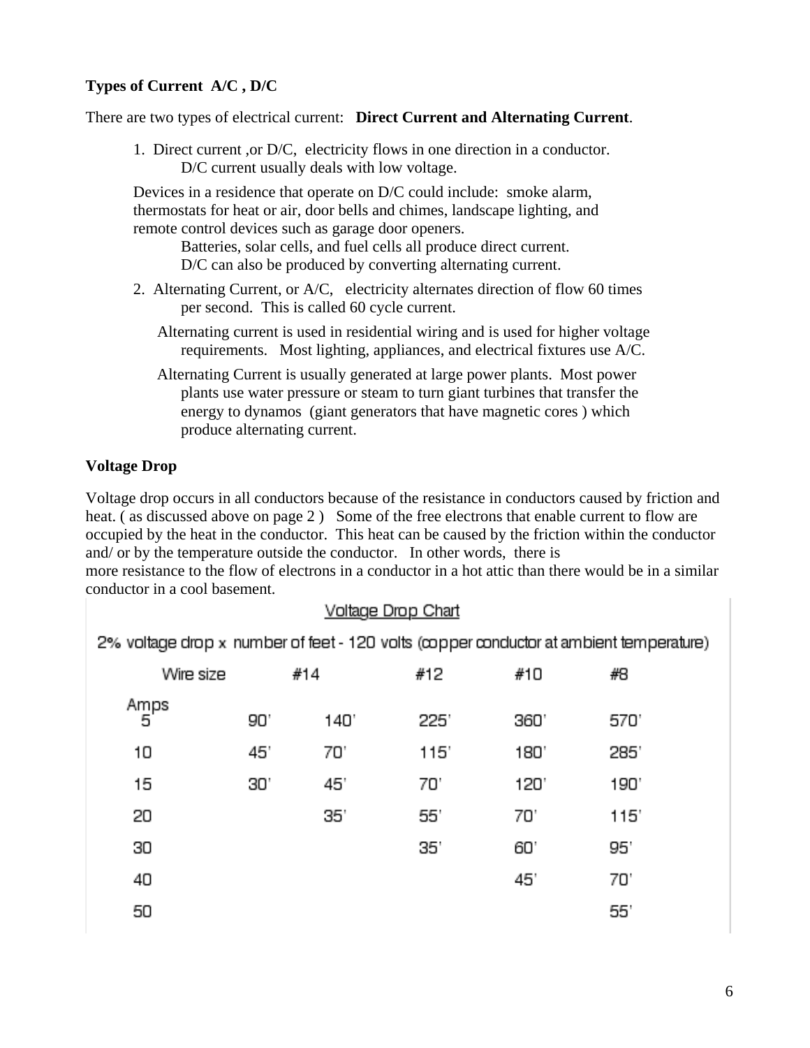**Types of Current A/C , D/C**

There are two types of electrical current: **Direct Current and Alternating Current**.

1. Direct current ,or D/C, electricity flows in one direction in a conductor. D/C current usually deals with low voltage.

   Devices in a residence that operate on D/C could include: smoke alarm, thermostats for heat or air, door bells and chimes, landscape lighting, and remote control devices such as garage door openers.

   Batteries, solar cells, and fuel cells all produce direct current. D/C can also be produced by converting alternating current.

2. Alternating Current, or A/C, electricity alternates direction of flow 60 times per second. This is called 60 cycle current.

   Alternating current is used in residential wiring and is used for higher voltage requirements. Most lighting, appliances, and electrical fixtures use A/C.

   Alternating Current is usually generated at large power plants. Most power plants use water pressure or steam to turn giant turbines that transfer the energy to dynamos (giant generators that have magnetic cores ) which produce alternating current.

**Voltage Drop**

Voltage drop occurs in all conductors because of the resistance in conductors caused by friction and heat. ( as discussed above on page 2 ) Some of the free electrons that enable current to flow are occupied by the heat in the conductor. This heat can be caused by the friction within the conductor and/ or by the temperature outside the conductor. In other words, there is more resistance to the flow of electrons in a conductor in a hot attic than there would be in a similar conductor in a cool basement.

Voltage Drop Chart

2% voltage drop x number of feet - 120 volts (copper conductor at ambient temperature)

| Wire size | #14 | | #12 | #10 | #8 |
|---|---|---|---|---|---|
| Amps 5 | 90' | 140' | 225' | 360' | 570' |
| 10 | 45' | 70' | 115' | 180' | 285' |
| 15 | 30' | 45' | 70' | 120' | 190' |
| 20 | | 35' | 55' | 70' | 115' |
| 30 | | | 35' | 60' | 95' |
| 40 | | | | 45' | 70' |
| 50 | | | | | 55' |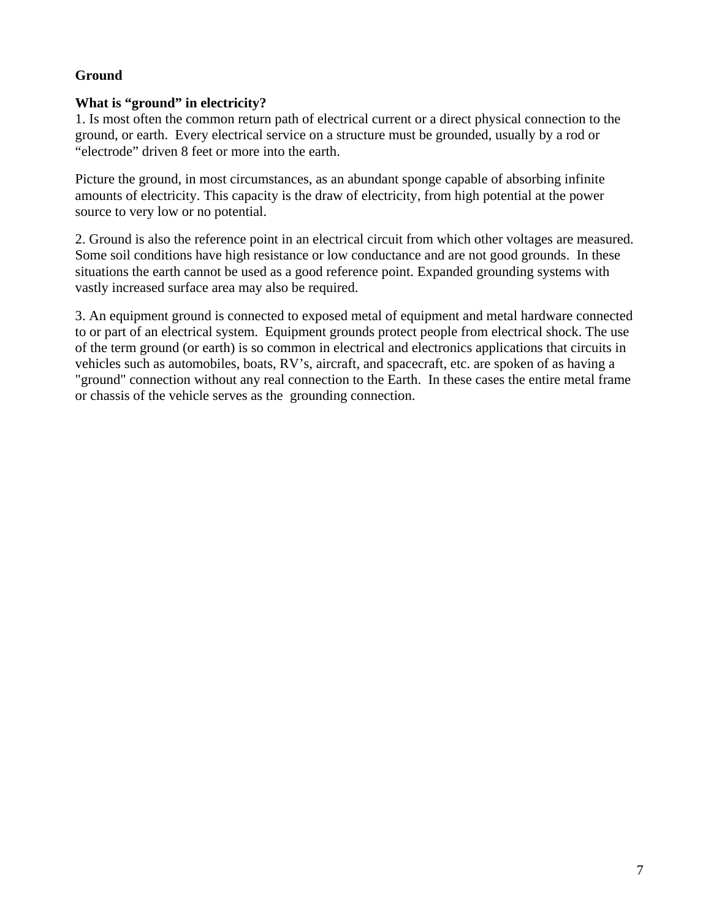**Ground**

**What is "ground" in electricity?**

1. Is most often the common return path of electrical current or a direct physical connection to the ground, or earth. Every electrical service on a structure must be grounded, usually by a rod or "electrode" driven 8 feet or more into the earth.

Picture the ground, in most circumstances, as an abundant sponge capable of absorbing infinite amounts of electricity. This capacity is the draw of electricity, from high potential at the power source to very low or no potential.

2. Ground is also the reference point in an electrical circuit from which other voltages are measured. Some soil conditions have high resistance or low conductance and are not good grounds. In these situations the earth cannot be used as a good reference point. Expanded grounding systems with vastly increased surface area may also be required.

3. An equipment ground is connected to exposed metal of equipment and metal hardware connected to or part of an electrical system. Equipment grounds protect people from electrical shock. The use of the term ground (or earth) is so common in electrical and electronics applications that circuits in vehicles such as automobiles, boats, RV's, aircraft, and spacecraft, etc. are spoken of as having a "ground" connection without any real connection to the Earth. In these cases the entire metal frame or chassis of the vehicle serves as the grounding connection.